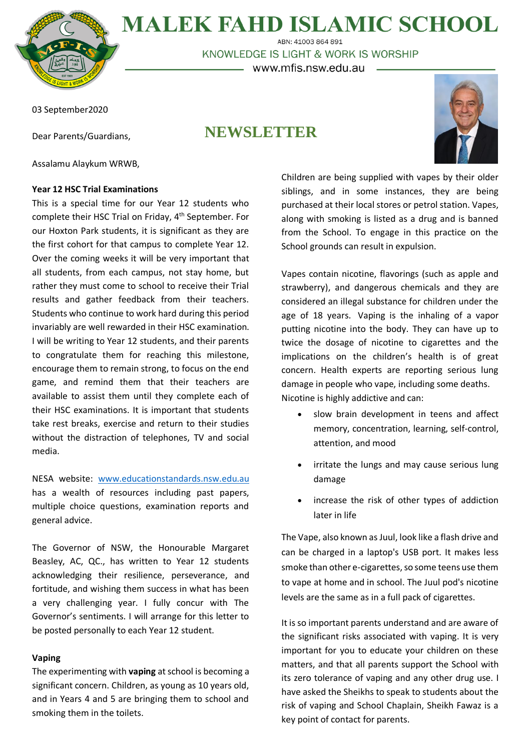# MALEK FAHD ISLAMIC SCHOOL

ABN: 41003 864 891

KNOWLEDGE IS LIGHT & WORK IS WORSHIP

www.mfis.nsw.edu.au

03 September2020

Dear Parents/Guardians,

## NEWSLETTER

Assalamu Alaykum WRWB,

### Year 12 HSC Trial Examinations

This is a special time for our Year 12 students who complete their HSC Trial on Friday, 4th September. For our Hoxton Park students, it is significant as they are the first cohort for that campus to complete Year 12. Over the coming weeks it will be very important that all students, from each campus, not stay home, but rather they must come to school to receive their Trial results and gather feedback from their teachers. Students who continue to work hard during this period invariably are well rewarded in their HSC examination. I will be writing to Year 12 students, and their parents to congratulate them for reaching this milestone, encourage them to remain strong, to focus on the end game, and remind them that their teachers are available to assist them until they complete each of their HSC examinations. It is important that students take rest breaks, exercise and return to their studies without the distraction of telephones, TV and social media.

NESA website: www.educationstandards.nsw.edu.au has a wealth of resources including past papers, multiple choice questions, examination reports and general advice.

The Governor of NSW, the Honourable Margaret Beasley, AC, QC., has written to Year 12 students acknowledging their resilience, perseverance, and fortitude, and wishing them success in what has been a very challenging year. I fully concur with The Governor's sentiments. I will arrange for this letter to be posted personally to each Year 12 student.

### Vaping

The experimenting with **vaping** at school is becoming a significant concern. Children, as young as 10 years old, and in Years 4 and 5 are bringing them to school and smoking them in the toilets.

Children are being supplied with vapes by their older siblings, and in some instances, they are being purchased at their local stores or petrol station. Vapes, along with smoking is listed as a drug and is banned from the School. To engage in this practice on the School grounds can result in expulsion.

Vapes contain nicotine, flavorings (such as apple and strawberry), and dangerous chemicals and they are considered an illegal substance for children under the age of 18 years. Vaping is the inhaling of a vapor putting nicotine into the body. They can have up to twice the dosage of nicotine to cigarettes and the implications on the children's health is of great concern. Health experts are reporting serious lung damage in people who vape, including some deaths. Nicotine is highly addictive and can:

- slow brain development in teens and affect memory, concentration, learning, self-control, attention, and mood
- irritate the lungs and may cause serious lung damage
- increase the risk of other types of addiction later in life

The Vape, also known as Juul, look like a flash drive and can be charged in a laptop's USB port. It makes less smoke than other e-cigarettes, so some teens use them to vape at home and in school. The Juul pod's nicotine levels are the same as in a full pack of cigarettes.

It is so important parents understand and are aware of the significant risks associated with vaping. It is very important for you to educate your children on these matters, and that all parents support the School with its zero tolerance of vaping and any other drug use. I have asked the Sheikhs to speak to students about the risk of vaping and School Chaplain, Sheikh Fawaz is a key point of contact for parents.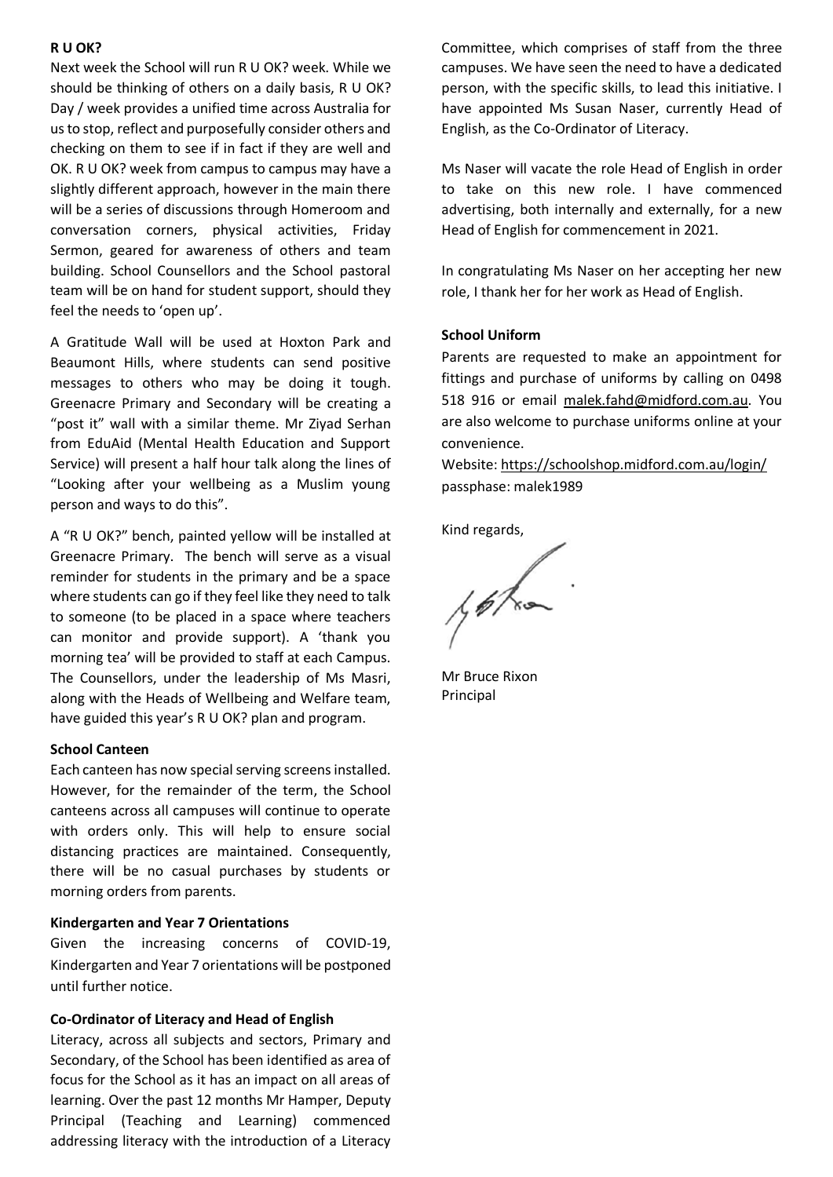**R U OK?**

Next week the School will run R U OK? week. While we should be thinking of others on a daily basis, R U OK? Day / week provides a unified time across Australia for us to stop, reflect and purposefully consider others and checking on them to see if in fact if they are well and OK. R U OK? week from campus to campus may have a slightly different approach, however in the main there will be a series of discussions through Homeroom and conversation corners, physical activities, Friday Sermon, geared for awareness of others and team building. School Counsellors and the School pastoral team will be on hand for student support, should they feel the needs to 'open up'.

A Gratitude Wall will be used at Hoxton Park and Beaumont Hills, where students can send positive messages to others who may be doing it tough. Greenacre Primary and Secondary will be creating a "post it" wall with a similar theme. Mr Ziyad Serhan from EduAid (Mental Health Education and Support Service) will present a half hour talk along the lines of "Looking after your wellbeing as a Muslim young person and ways to do this".

A "R U OK?" bench, painted yellow will be installed at Greenacre Primary. The bench will serve as a visual reminder for students in the primary and be a space where students can go if they feel like they need to talk to someone (to be placed in a space where teachers can monitor and provide support). A 'thank you morning tea' will be provided to staff at each Campus. The Counsellors, under the leadership of Ms Masri, along with the Heads of Wellbeing and Welfare team, have guided this year's R U OK? plan and program.

**School Canteen**

Each canteen has now special serving screens installed. However, for the remainder of the term, the School canteens across all campuses will continue to operate with orders only. This will help to ensure social distancing practices are maintained. Consequently, there will be no casual purchases by students or morning orders from parents.

**Kindergarten and Year 7 Orientations**

Given the increasing concerns of COVID-19, Kindergarten and Year 7 orientations will be postponed until further notice.

**Co-Ordinator of Literacy and Head of English**

Literacy, across all subjects and sectors, Primary and Secondary, of the School has been identified as area of focus for the School as it has an impact on all areas of learning. Over the past 12 months Mr Hamper, Deputy Principal (Teaching and Learning) commenced addressing literacy with the introduction of a Literacy Committee, which comprises of staff from the three campuses. We have seen the need to have a dedicated person, with the specific skills, to lead this initiative. I have appointed Ms Susan Naser, currently Head of English, as the Co-Ordinator of Literacy.

Ms Naser will vacate the role Head of English in order to take on this new role. I have commenced advertising, both internally and externally, for a new Head of English for commencement in 2021.

In congratulating Ms Naser on her accepting her new role, I thank her for her work as Head of English.

**School Uniform**

Parents are requested to make an appointment for fittings and purchase of uniforms by calling on 0498 518 916 or email malek.fahd@midford.com.au. You are also welcome to purchase uniforms online at your convenience.

Website: https://schoolshop.midford.com.au/login/
passphase: malek1989

Kind regards,

Mr Bruce Rixon
Principal